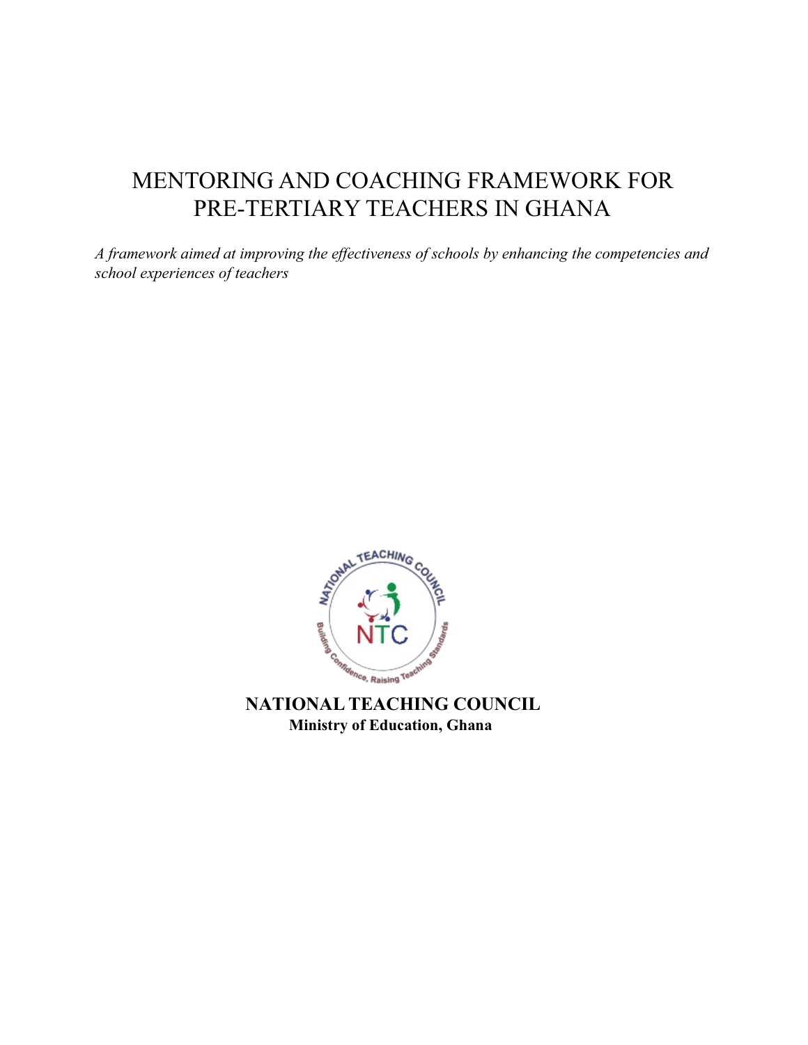# MENTORING AND COACHING FRAMEWORK FOR PRE-TERTIARY TEACHERS IN GHANA

*A framework aimed at improving the effectiveness of schools by enhancing the competencies and school experiences of teachers*

**NATIONAL TEACHING COUNCIL**
**Ministry of Education, Ghana**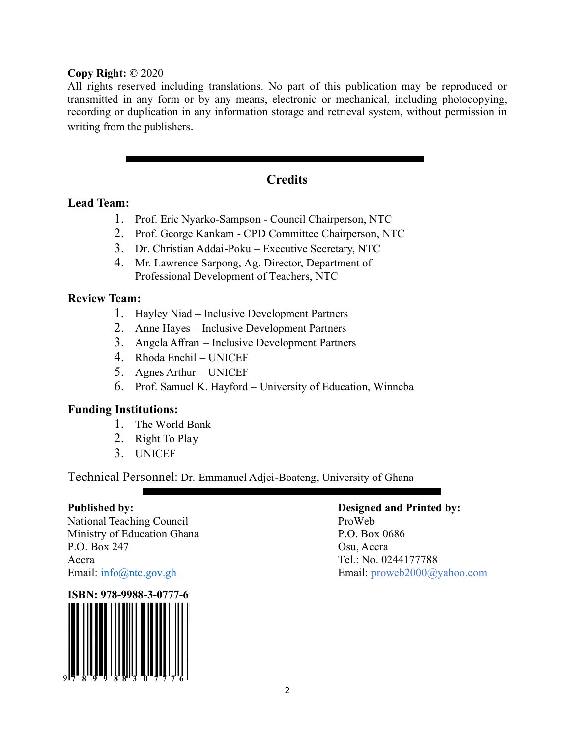**Copy Right: ©** 2020

All rights reserved including translations. No part of this publication may be reproduced or transmitted in any form or by any means, electronic or mechanical, including photocopying, recording or duplication in any information storage and retrieval system, without permission in writing from the publishers.

## Credits

**Lead Team:**

1. Prof. Eric Nyarko-Sampson - Council Chairperson, NTC
2. Prof. George Kankam - CPD Committee Chairperson, NTC
3. Dr. Christian Addai-Poku – Executive Secretary, NTC
4. Mr. Lawrence Sarpong, Ag. Director, Department of Professional Development of Teachers, NTC

**Review Team:**

1. Hayley Niad – Inclusive Development Partners
2. Anne Hayes – Inclusive Development Partners
3. Angela Affran – Inclusive Development Partners
4. Rhoda Enchil – UNICEF
5. Agnes Arthur – UNICEF
6. Prof. Samuel K. Hayford – University of Education, Winneba

**Funding Institutions:**

1. The World Bank
2. Right To Play
3. UNICEF

Technical Personnel: Dr. Emmanuel Adjei-Boateng, University of Ghana

**Published by:**
National Teaching Council
Ministry of Education Ghana
P.O. Box 247
Accra
Email: info@ntc.gov.gh

**Designed and Printed by:**
ProWeb
P.O. Box 0686
Osu, Accra
Tel.: No. 0244177788
Email: proweb2000@yahoo.com

**ISBN: 978-9988-3-0777-6**

9 789988 307776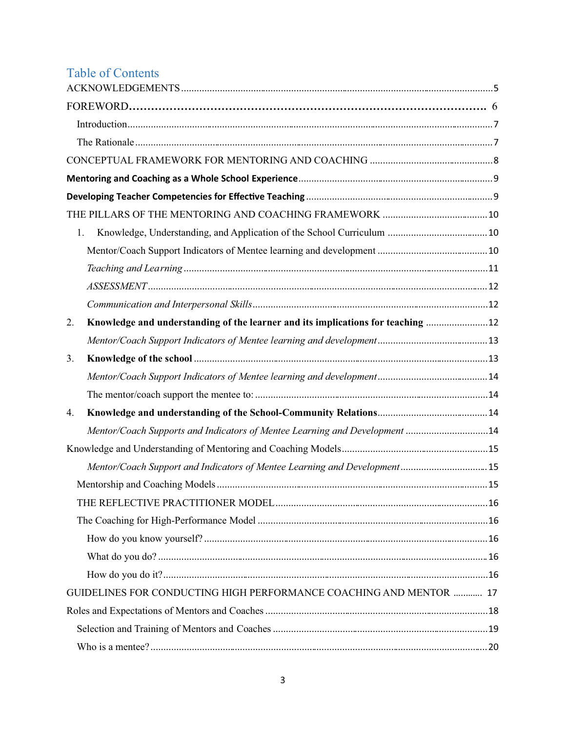# Table of Contents

ACKNOWLEDGEMENTS ..... 5

FOREWORD ..... 6

- Introduction ..... 7
- The Rationale ..... 7

CONCEPTUAL FRAMEWORK FOR MENTORING AND COACHING ..... 8

**Mentoring and Coaching as a Whole School Experience** ..... 9

**Developing Teacher Competencies for Effective Teaching** ..... 9

THE PILLARS OF THE MENTORING AND COACHING FRAMEWORK ..... 10

1. Knowledge, Understanding, and Application of the School Curriculum ..... 10
   - Mentor/Coach Support Indicators of Mentee learning and development ..... 10
   - *Teaching and Learning* ..... 11
   - *ASSESSMENT* ..... 12
   - *Communication and Interpersonal Skills* ..... 12
2. **Knowledge and understanding of the learner and its implications for teaching** ..... 12
   - *Mentor/Coach Support Indicators of Mentee learning and development* ..... 13
3. **Knowledge of the school** ..... 13
   - *Mentor/Coach Support Indicators of Mentee learning and development* ..... 14
   - The mentor/coach support the mentee to: ..... 14
4. **Knowledge and understanding of the School-Community Relations** ..... 14
   - *Mentor/Coach Supports and Indicators of Mentee Learning and Development* ..... 14

Knowledge and Understanding of Mentoring and Coaching Models ..... 15

- *Mentor/Coach Support and Indicators of Mentee Learning and Development* ..... 15
- Mentorship and Coaching Models ..... 15
- THE REFLECTIVE PRACTITIONER MODEL ..... 16
- The Coaching for High-Performance Model ..... 16
  - How do you know yourself? ..... 16
  - What do you do? ..... 16
  - How do you do it? ..... 16

GUIDELINES FOR CONDUCTING HIGH PERFORMANCE COACHING AND MENTOR ..... 17

Roles and Expectations of Mentors and Coaches ..... 18

- Selection and Training of Mentors and Coaches ..... 19
- Who is a mentee? ..... 20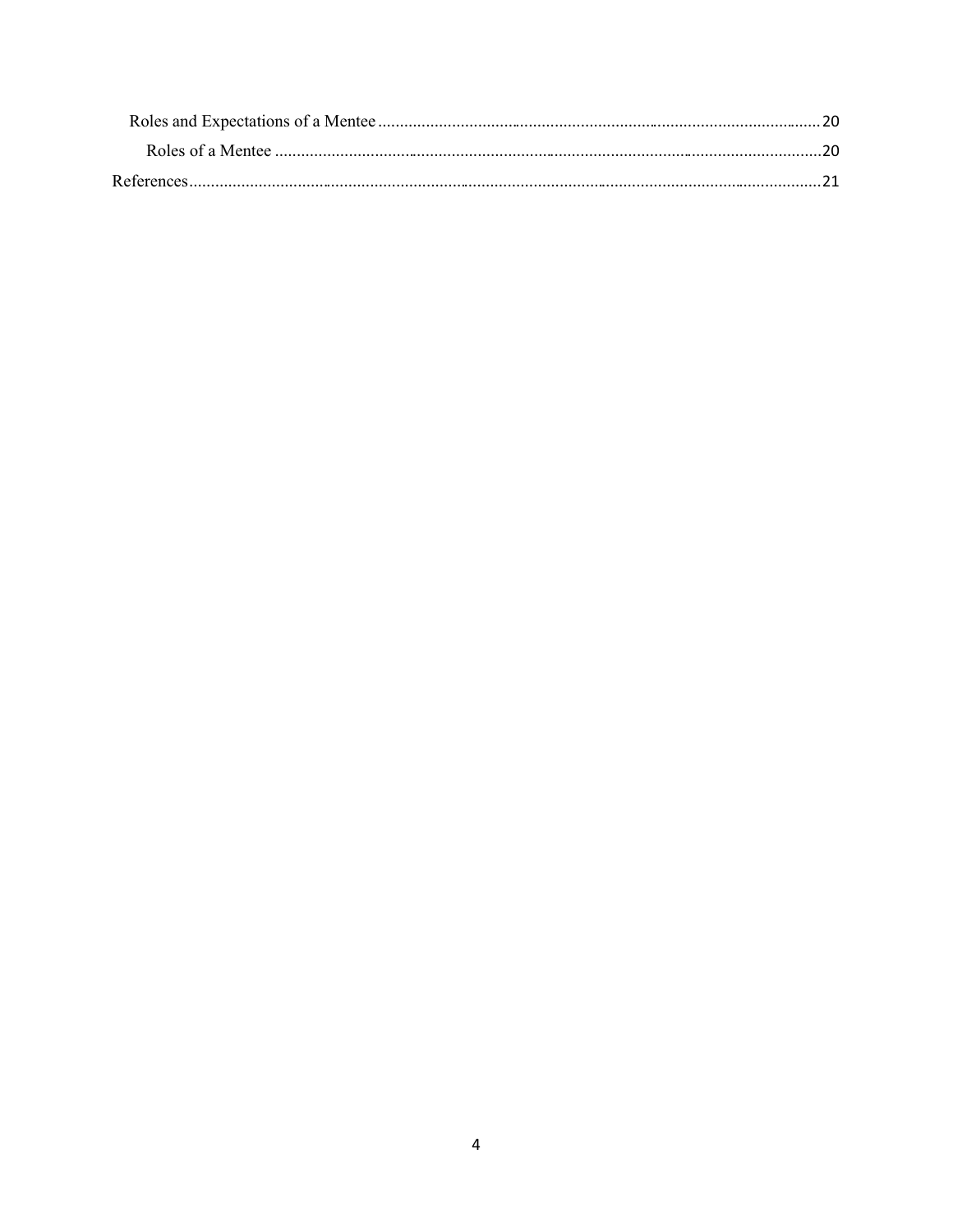Roles and Expectations of a Mentee ........................................................................................................ 20

Roles of a Mentee ........................................................................................................ 20

References ........................................................................................................ 21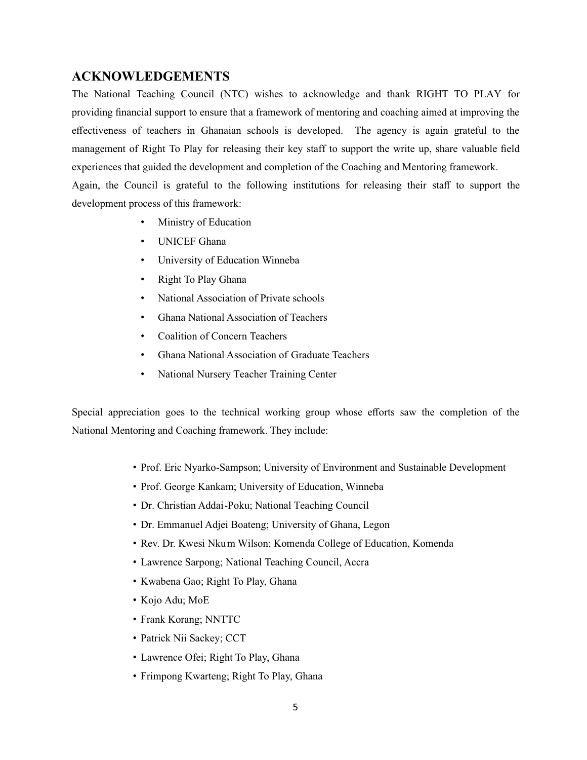## ACKNOWLEDGEMENTS

The National Teaching Council (NTC) wishes to acknowledge and thank RIGHT TO PLAY for providing financial support to ensure that a framework of mentoring and coaching aimed at improving the effectiveness of teachers in Ghanaian schools is developed. The agency is again grateful to the management of Right To Play for releasing their key staff to support the write up, share valuable field experiences that guided the development and completion of the Coaching and Mentoring framework.

Again, the Council is grateful to the following institutions for releasing their staff to support the development process of this framework:

- Ministry of Education
- UNICEF Ghana
- University of Education Winneba
- Right To Play Ghana
- National Association of Private schools
- Ghana National Association of Teachers
- Coalition of Concern Teachers
- Ghana National Association of Graduate Teachers
- National Nursery Teacher Training Center

Special appreciation goes to the technical working group whose efforts saw the completion of the National Mentoring and Coaching framework. They include:

- Prof. Eric Nyarko-Sampson; University of Environment and Sustainable Development
- Prof. George Kankam; University of Education, Winneba
- Dr. Christian Addai-Poku; National Teaching Council
- Dr. Emmanuel Adjei Boateng; University of Ghana, Legon
- Rev. Dr. Kwesi Nkum Wilson; Komenda College of Education, Komenda
- Lawrence Sarpong; National Teaching Council, Accra
- Kwabena Gao; Right To Play, Ghana
- Kojo Adu; MoE
- Frank Korang; NNTTC
- Patrick Nii Sackey; CCT
- Lawrence Ofei; Right To Play, Ghana
- Frimpong Kwarteng; Right To Play, Ghana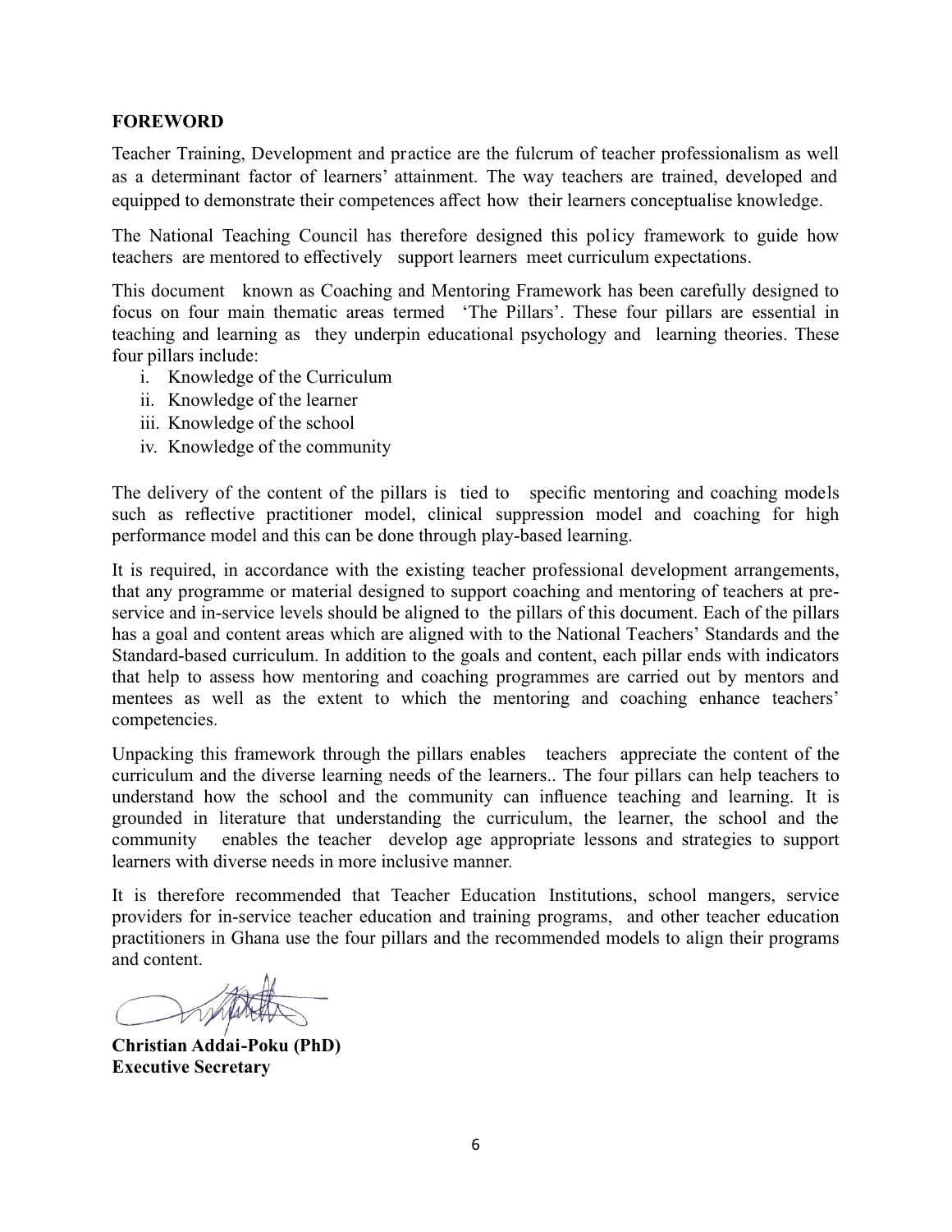**FOREWORD**

Teacher Training, Development and practice are the fulcrum of teacher professionalism as well as a determinant factor of learners' attainment. The way teachers are trained, developed and equipped to demonstrate their competences affect how their learners conceptualise knowledge.

The National Teaching Council has therefore designed this policy framework to guide how teachers are mentored to effectively support learners meet curriculum expectations.

This document known as Coaching and Mentoring Framework has been carefully designed to focus on four main thematic areas termed 'The Pillars'. These four pillars are essential in teaching and learning as they underpin educational psychology and learning theories. These four pillars include:

i. Knowledge of the Curriculum
ii. Knowledge of the learner
iii. Knowledge of the school
iv. Knowledge of the community

The delivery of the content of the pillars is tied to specific mentoring and coaching models such as reflective practitioner model, clinical suppression model and coaching for high performance model and this can be done through play-based learning.

It is required, in accordance with the existing teacher professional development arrangements, that any programme or material designed to support coaching and mentoring of teachers at pre-service and in-service levels should be aligned to the pillars of this document. Each of the pillars has a goal and content areas which are aligned with to the National Teachers' Standards and the Standard-based curriculum. In addition to the goals and content, each pillar ends with indicators that help to assess how mentoring and coaching programmes are carried out by mentors and mentees as well as the extent to which the mentoring and coaching enhance teachers' competencies.

Unpacking this framework through the pillars enables teachers appreciate the content of the curriculum and the diverse learning needs of the learners.. The four pillars can help teachers to understand how the school and the community can influence teaching and learning. It is grounded in literature that understanding the curriculum, the learner, the school and the community enables the teacher develop age appropriate lessons and strategies to support learners with diverse needs in more inclusive manner.

It is therefore recommended that Teacher Education Institutions, school mangers, service providers for in-service teacher education and training programs, and other teacher education practitioners in Ghana use the four pillars and the recommended models to align their programs and content.

**Christian Addai-Poku (PhD)**
**Executive Secretary**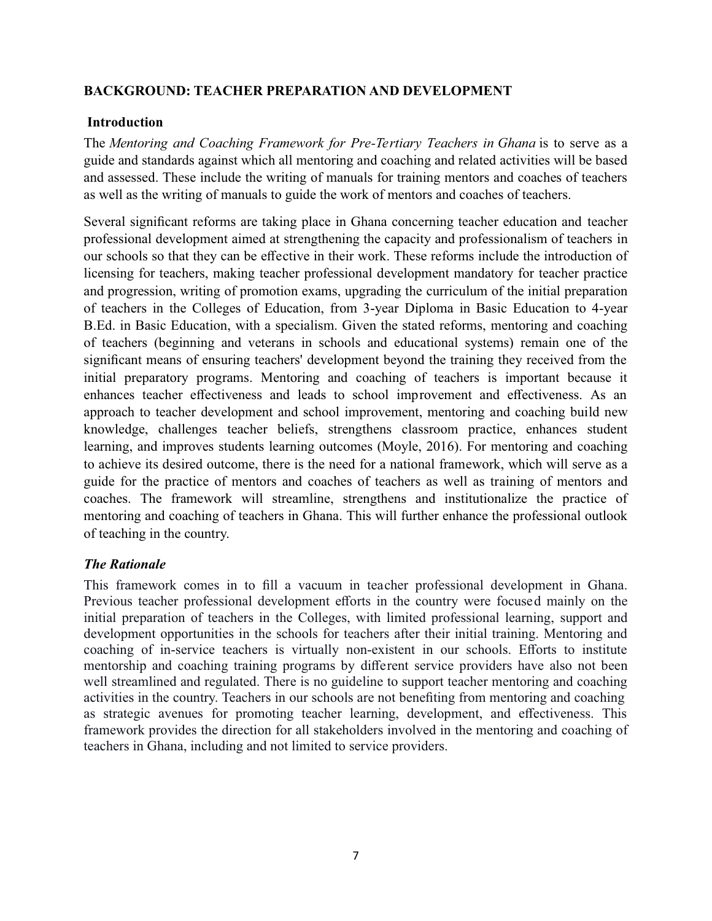**BACKGROUND: TEACHER PREPARATION AND DEVELOPMENT**

**Introduction**

The *Mentoring and Coaching Framework for Pre-Tertiary Teachers in Ghana* is to serve as a guide and standards against which all mentoring and coaching and related activities will be based and assessed. These include the writing of manuals for training mentors and coaches of teachers as well as the writing of manuals to guide the work of mentors and coaches of teachers.

Several significant reforms are taking place in Ghana concerning teacher education and teacher professional development aimed at strengthening the capacity and professionalism of teachers in our schools so that they can be effective in their work. These reforms include the introduction of licensing for teachers, making teacher professional development mandatory for teacher practice and progression, writing of promotion exams, upgrading the curriculum of the initial preparation of teachers in the Colleges of Education, from 3-year Diploma in Basic Education to 4-year B.Ed. in Basic Education, with a specialism. Given the stated reforms, mentoring and coaching of teachers (beginning and veterans in schools and educational systems) remain one of the significant means of ensuring teachers' development beyond the training they received from the initial preparatory programs. Mentoring and coaching of teachers is important because it enhances teacher effectiveness and leads to school improvement and effectiveness. As an approach to teacher development and school improvement, mentoring and coaching build new knowledge, challenges teacher beliefs, strengthens classroom practice, enhances student learning, and improves students learning outcomes (Moyle, 2016). For mentoring and coaching to achieve its desired outcome, there is the need for a national framework, which will serve as a guide for the practice of mentors and coaches of teachers as well as training of mentors and coaches. The framework will streamline, strengthens and institutionalize the practice of mentoring and coaching of teachers in Ghana. This will further enhance the professional outlook of teaching in the country.

***The Rationale***

This framework comes in to fill a vacuum in teacher professional development in Ghana. Previous teacher professional development efforts in the country were focused mainly on the initial preparation of teachers in the Colleges, with limited professional learning, support and development opportunities in the schools for teachers after their initial training. Mentoring and coaching of in-service teachers is virtually non-existent in our schools. Efforts to institute mentorship and coaching training programs by different service providers have also not been well streamlined and regulated. There is no guideline to support teacher mentoring and coaching activities in the country. Teachers in our schools are not benefiting from mentoring and coaching as strategic avenues for promoting teacher learning, development, and effectiveness. This framework provides the direction for all stakeholders involved in the mentoring and coaching of teachers in Ghana, including and not limited to service providers.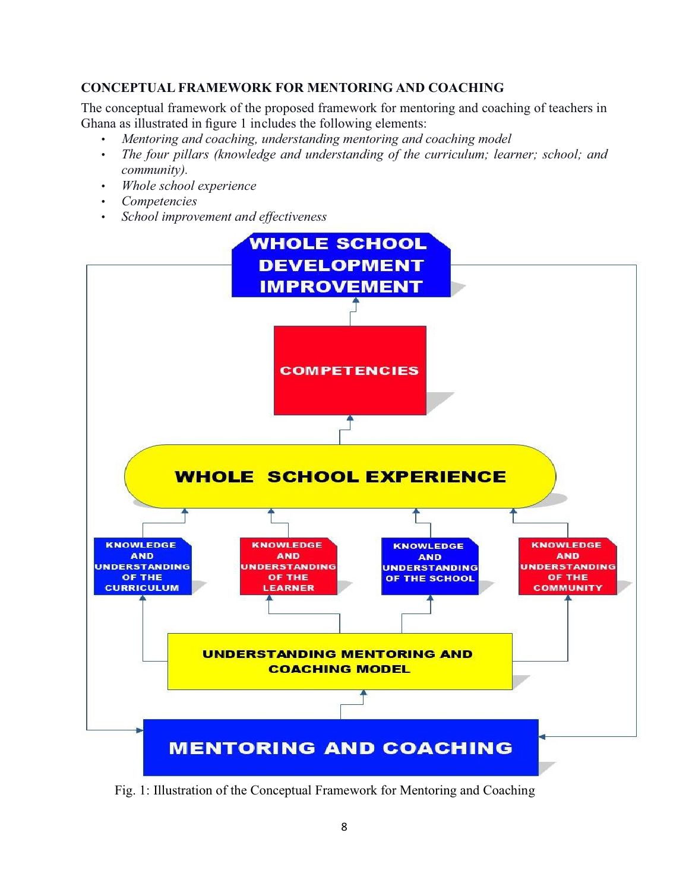## CONCEPTUAL FRAMEWORK FOR MENTORING AND COACHING

The conceptual framework of the proposed framework for mentoring and coaching of teachers in Ghana as illustrated in figure 1 includes the following elements:

- *Mentoring and coaching, understanding mentoring and coaching model*
- *The four pillars (knowledge and understanding of the curriculum; learner; school; and community).*
- *Whole school experience*
- *Competencies*
- *School improvement and effectiveness*

WHOLE SCHOOL DEVELOPMENT IMPROVEMENT

COMPETENCIES

WHOLE SCHOOL EXPERIENCE

KNOWLEDGE AND UNDERSTANDING OF THE CURRICULUM

KNOWLEDGE AND UNDERSTANDING OF THE LEARNER

KNOWLEDGE AND UNDERSTANDING OF THE SCHOOL

KNOWLEDGE AND UNDERSTANDING OF THE COMMUNITY

UNDERSTANDING MENTORING AND COACHING MODEL

MENTORING AND COACHING

Fig. 1: Illustration of the Conceptual Framework for Mentoring and Coaching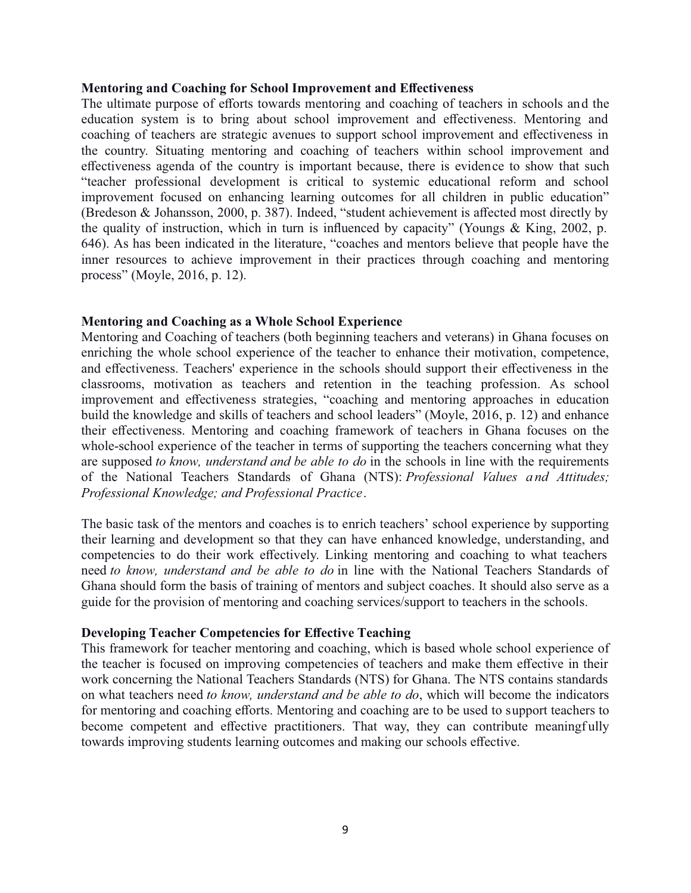**Mentoring and Coaching for School Improvement and Effectiveness**

The ultimate purpose of efforts towards mentoring and coaching of teachers in schools and the education system is to bring about school improvement and effectiveness. Mentoring and coaching of teachers are strategic avenues to support school improvement and effectiveness in the country. Situating mentoring and coaching of teachers within school improvement and effectiveness agenda of the country is important because, there is evidence to show that such "teacher professional development is critical to systemic educational reform and school improvement focused on enhancing learning outcomes for all children in public education" (Bredeson & Johansson, 2000, p. 387). Indeed, "student achievement is affected most directly by the quality of instruction, which in turn is influenced by capacity" (Youngs & King, 2002, p. 646). As has been indicated in the literature, "coaches and mentors believe that people have the inner resources to achieve improvement in their practices through coaching and mentoring process" (Moyle, 2016, p. 12).

**Mentoring and Coaching as a Whole School Experience**

Mentoring and Coaching of teachers (both beginning teachers and veterans) in Ghana focuses on enriching the whole school experience of the teacher to enhance their motivation, competence, and effectiveness. Teachers' experience in the schools should support their effectiveness in the classrooms, motivation as teachers and retention in the teaching profession. As school improvement and effectiveness strategies, "coaching and mentoring approaches in education build the knowledge and skills of teachers and school leaders" (Moyle, 2016, p. 12) and enhance their effectiveness. Mentoring and coaching framework of teachers in Ghana focuses on the whole-school experience of the teacher in terms of supporting the teachers concerning what they are supposed *to know, understand and be able to do* in the schools in line with the requirements of the National Teachers Standards of Ghana (NTS): *Professional Values and Attitudes; Professional Knowledge; and Professional Practice*.

The basic task of the mentors and coaches is to enrich teachers' school experience by supporting their learning and development so that they can have enhanced knowledge, understanding, and competencies to do their work effectively. Linking mentoring and coaching to what teachers need *to know, understand and be able to do* in line with the National Teachers Standards of Ghana should form the basis of training of mentors and subject coaches. It should also serve as a guide for the provision of mentoring and coaching services/support to teachers in the schools.

**Developing Teacher Competencies for Effective Teaching**

This framework for teacher mentoring and coaching, which is based whole school experience of the teacher is focused on improving competencies of teachers and make them effective in their work concerning the National Teachers Standards (NTS) for Ghana. The NTS contains standards on what teachers need *to know, understand and be able to do*, which will become the indicators for mentoring and coaching efforts. Mentoring and coaching are to be used to support teachers to become competent and effective practitioners. That way, they can contribute meaningfully towards improving students learning outcomes and making our schools effective.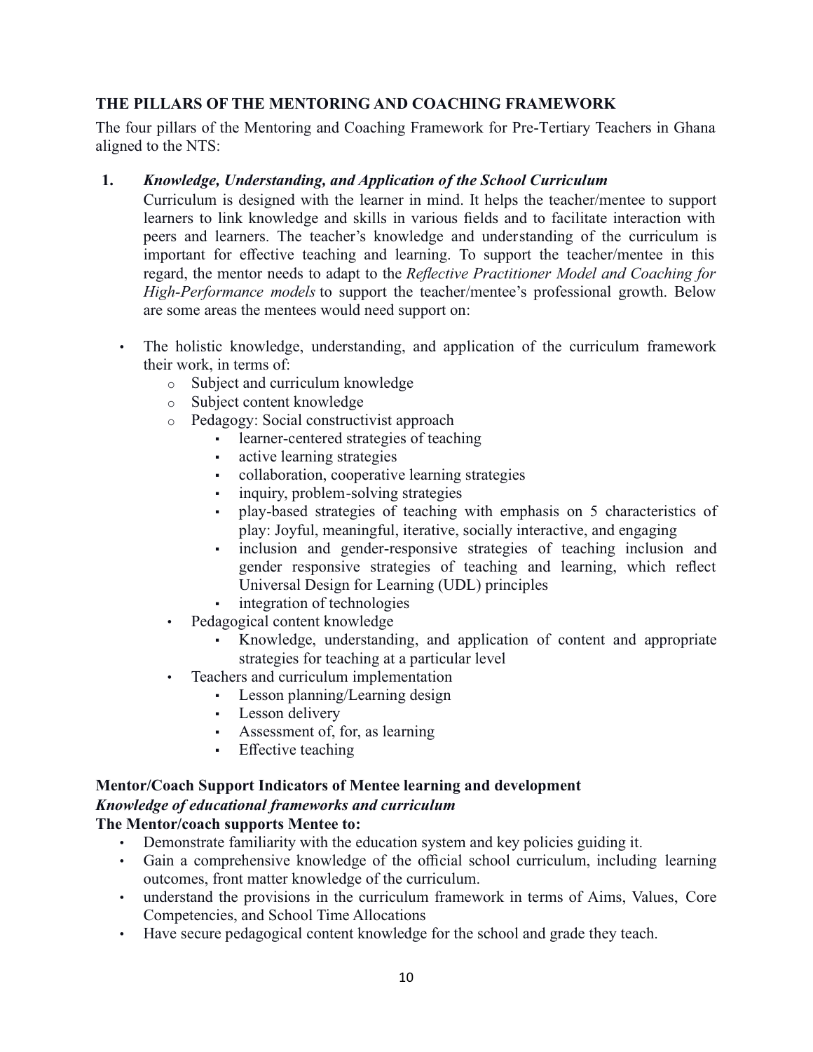## THE PILLARS OF THE MENTORING AND COACHING FRAMEWORK

The four pillars of the Mentoring and Coaching Framework for Pre-Tertiary Teachers in Ghana aligned to the NTS:

1. ***Knowledge, Understanding, and Application of the School Curriculum***

   Curriculum is designed with the learner in mind. It helps the teacher/mentee to support learners to link knowledge and skills in various fields and to facilitate interaction with peers and learners. The teacher's knowledge and understanding of the curriculum is important for effective teaching and learning. To support the teacher/mentee in this regard, the mentor needs to adapt to the *Reflective Practitioner Model and Coaching for High-Performance models* to support the teacher/mentee's professional growth. Below are some areas the mentees would need support on:

- The holistic knowledge, understanding, and application of the curriculum framework their work, in terms of:
  - Subject and curriculum knowledge
  - Subject content knowledge
  - Pedagogy: Social constructivist approach
    - learner-centered strategies of teaching
    - active learning strategies
    - collaboration, cooperative learning strategies
    - inquiry, problem-solving strategies
    - play-based strategies of teaching with emphasis on 5 characteristics of play: Joyful, meaningful, iterative, socially interactive, and engaging
    - inclusion and gender-responsive strategies of teaching inclusion and gender responsive strategies of teaching and learning, which reflect Universal Design for Learning (UDL) principles
    - integration of technologies
  - Pedagogical content knowledge
    - Knowledge, understanding, and application of content and appropriate strategies for teaching at a particular level
  - Teachers and curriculum implementation
    - Lesson planning/Learning design
    - Lesson delivery
    - Assessment of, for, as learning
    - Effective teaching

**Mentor/Coach Support Indicators of Mentee learning and development**

***Knowledge of educational frameworks and curriculum***

**The Mentor/coach supports Mentee to:**

- Demonstrate familiarity with the education system and key policies guiding it.
- Gain a comprehensive knowledge of the official school curriculum, including learning outcomes, front matter knowledge of the curriculum.
- understand the provisions in the curriculum framework in terms of Aims, Values, Core Competencies, and School Time Allocations
- Have secure pedagogical content knowledge for the school and grade they teach.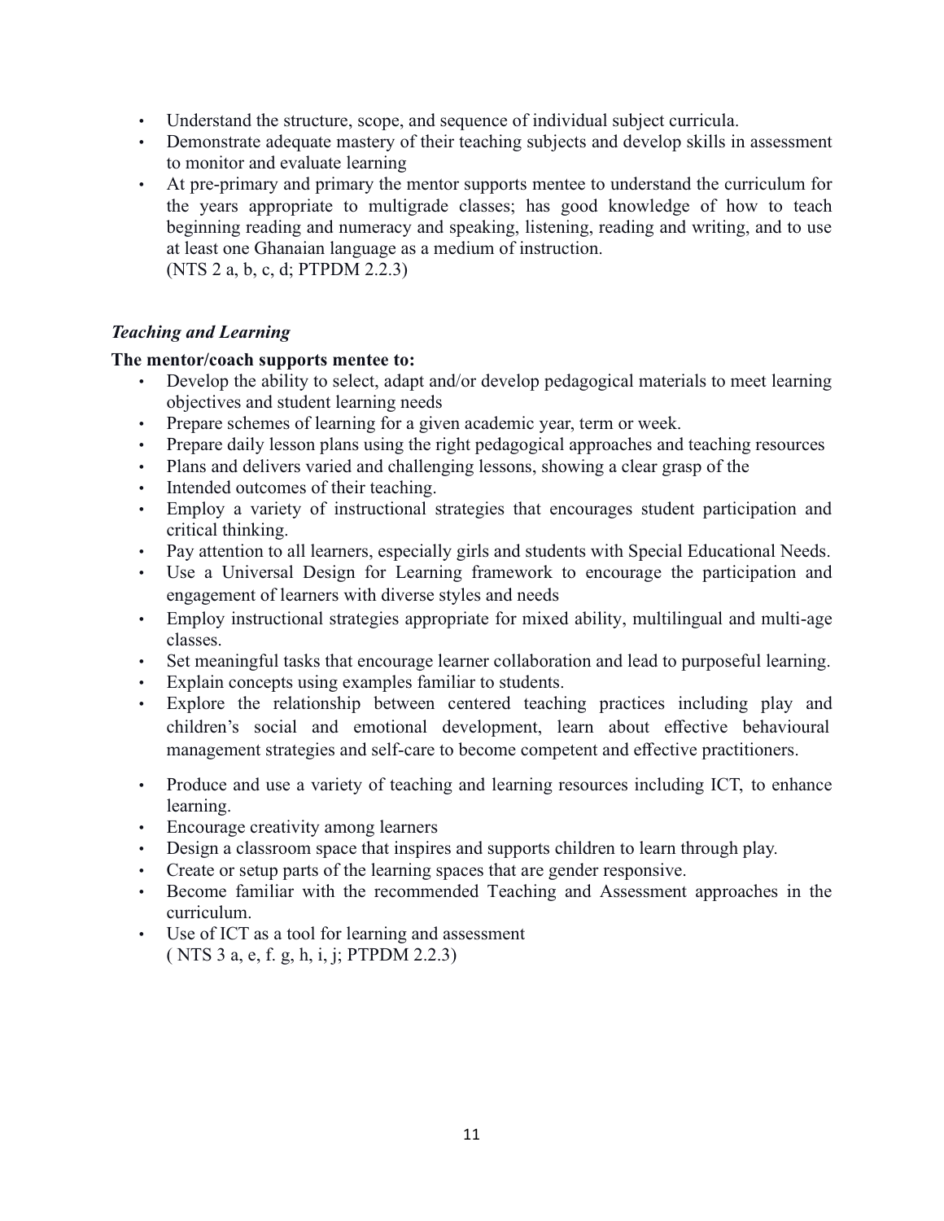- Understand the structure, scope, and sequence of individual subject curricula.
- Demonstrate adequate mastery of their teaching subjects and develop skills in assessment to monitor and evaluate learning
- At pre-primary and primary the mentor supports mentee to understand the curriculum for the years appropriate to multigrade classes; has good knowledge of how to teach beginning reading and numeracy and speaking, listening, reading and writing, and to use at least one Ghanaian language as a medium of instruction.
(NTS 2 a, b, c, d; PTPDM 2.2.3)

### *Teaching and Learning*

**The mentor/coach supports mentee to:**

- Develop the ability to select, adapt and/or develop pedagogical materials to meet learning objectives and student learning needs
- Prepare schemes of learning for a given academic year, term or week.
- Prepare daily lesson plans using the right pedagogical approaches and teaching resources
- Plans and delivers varied and challenging lessons, showing a clear grasp of the
- Intended outcomes of their teaching.
- Employ a variety of instructional strategies that encourages student participation and critical thinking.
- Pay attention to all learners, especially girls and students with Special Educational Needs.
- Use a Universal Design for Learning framework to encourage the participation and engagement of learners with diverse styles and needs
- Employ instructional strategies appropriate for mixed ability, multilingual and multi-age classes.
- Set meaningful tasks that encourage learner collaboration and lead to purposeful learning.
- Explain concepts using examples familiar to students.
- Explore the relationship between centered teaching practices including play and children's social and emotional development, learn about effective behavioural management strategies and self-care to become competent and effective practitioners.
- Produce and use a variety of teaching and learning resources including ICT, to enhance learning.
- Encourage creativity among learners
- Design a classroom space that inspires and supports children to learn through play.
- Create or setup parts of the learning spaces that are gender responsive.
- Become familiar with the recommended Teaching and Assessment approaches in the curriculum.
- Use of ICT as a tool for learning and assessment
( NTS 3 a, e, f. g, h, i, j; PTPDM 2.2.3)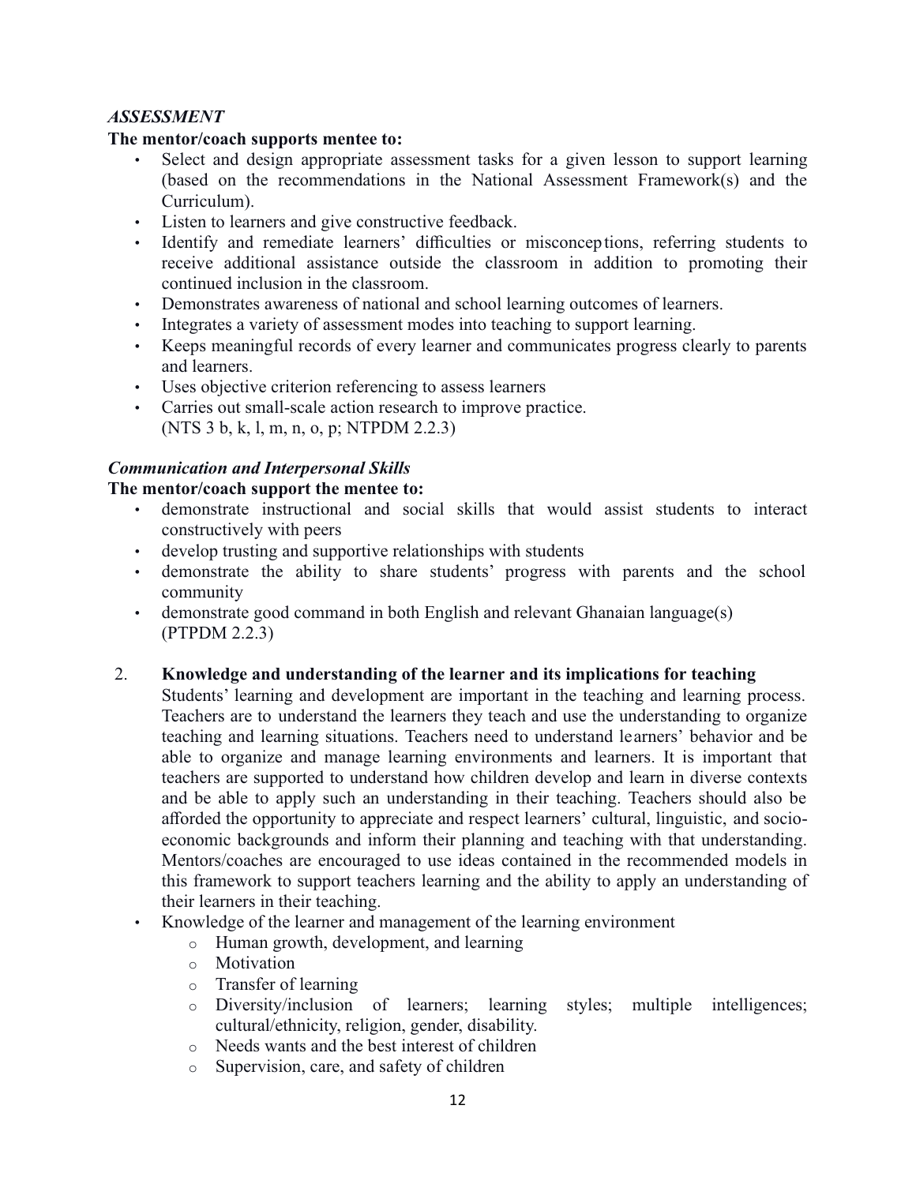### *ASSESSMENT*

**The mentor/coach supports mentee to:**

- Select and design appropriate assessment tasks for a given lesson to support learning (based on the recommendations in the National Assessment Framework(s) and the Curriculum).
- Listen to learners and give constructive feedback.
- Identify and remediate learners' difficulties or misconceptions, referring students to receive additional assistance outside the classroom in addition to promoting their continued inclusion in the classroom.
- Demonstrates awareness of national and school learning outcomes of learners.
- Integrates a variety of assessment modes into teaching to support learning.
- Keeps meaningful records of every learner and communicates progress clearly to parents and learners.
- Uses objective criterion referencing to assess learners
- Carries out small-scale action research to improve practice.
  (NTS 3 b, k, l, m, n, o, p; NTPDM 2.2.3)

### *Communication and Interpersonal Skills*

**The mentor/coach support the mentee to:**

- demonstrate instructional and social skills that would assist students to interact constructively with peers
- develop trusting and supportive relationships with students
- demonstrate the ability to share students' progress with parents and the school community
- demonstrate good command in both English and relevant Ghanaian language(s)
  (PTPDM 2.2.3)

2. **Knowledge and understanding of the learner and its implications for teaching**

   Students' learning and development are important in the teaching and learning process. Teachers are to understand the learners they teach and use the understanding to organize teaching and learning situations. Teachers need to understand learners' behavior and be able to organize and manage learning environments and learners. It is important that teachers are supported to understand how children develop and learn in diverse contexts and be able to apply such an understanding in their teaching. Teachers should also be afforded the opportunity to appreciate and respect learners' cultural, linguistic, and socio-economic backgrounds and inform their planning and teaching with that understanding. Mentors/coaches are encouraged to use ideas contained in the recommended models in this framework to support teachers learning and the ability to apply an understanding of their learners in their teaching.

- Knowledge of the learner and management of the learning environment
  - Human growth, development, and learning
  - Motivation
  - Transfer of learning
  - Diversity/inclusion of learners; learning styles; multiple intelligences; cultural/ethnicity, religion, gender, disability.
  - Needs wants and the best interest of children
  - Supervision, care, and safety of children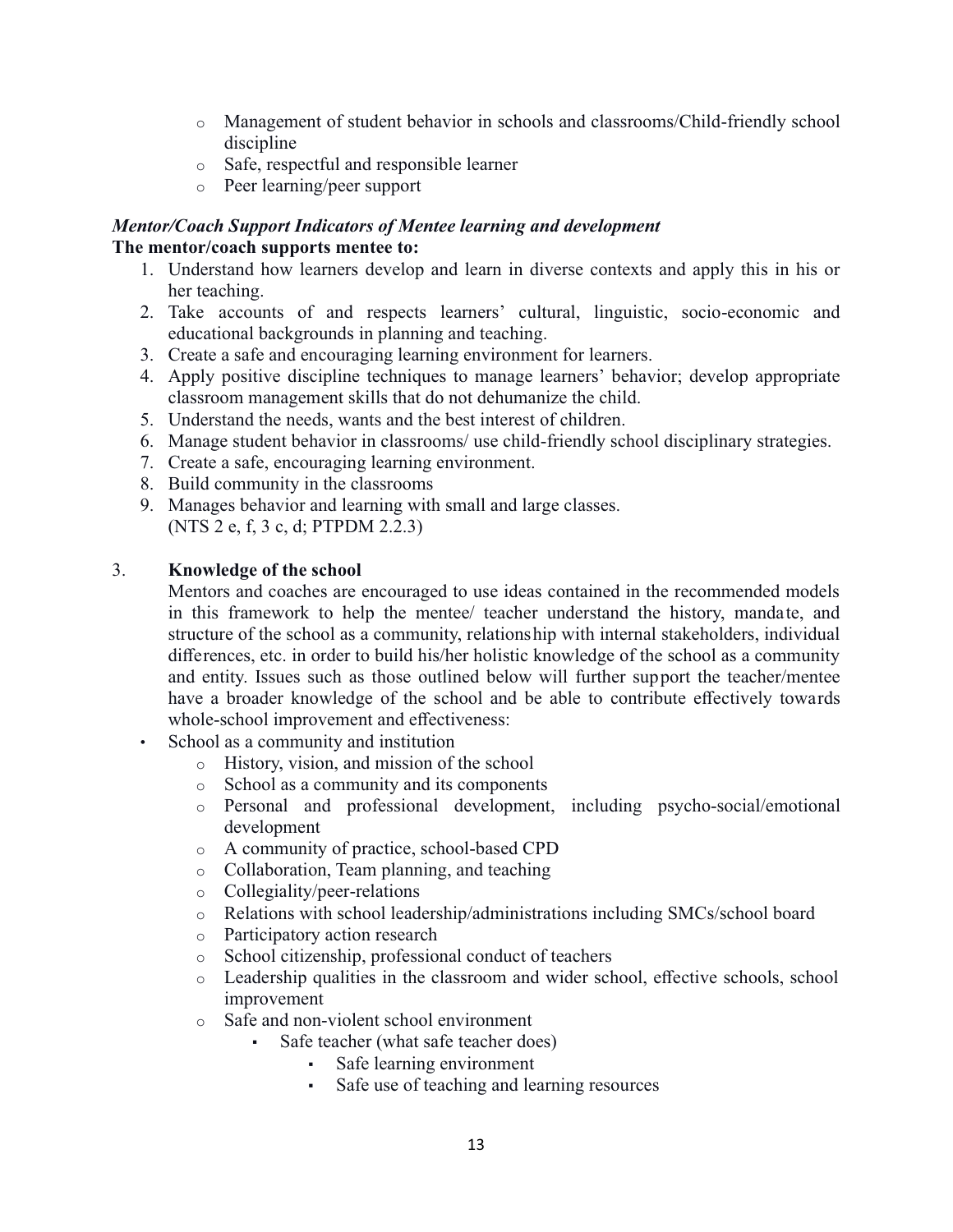- Management of student behavior in schools and classrooms/Child-friendly school discipline
- Safe, respectful and responsible learner
- Peer learning/peer support

***Mentor/Coach Support Indicators of Mentee learning and development***
**The mentor/coach supports mentee to:**

1. Understand how learners develop and learn in diverse contexts and apply this in his or her teaching.
2. Take accounts of and respects learners' cultural, linguistic, socio-economic and educational backgrounds in planning and teaching.
3. Create a safe and encouraging learning environment for learners.
4. Apply positive discipline techniques to manage learners' behavior; develop appropriate classroom management skills that do not dehumanize the child.
5. Understand the needs, wants and the best interest of children.
6. Manage student behavior in classrooms/ use child-friendly school disciplinary strategies.
7. Create a safe, encouraging learning environment.
8. Build community in the classrooms
9. Manages behavior and learning with small and large classes.
   (NTS 2 e, f, 3 c, d; PTPDM 2.2.3)

3. **Knowledge of the school**

   Mentors and coaches are encouraged to use ideas contained in the recommended models in this framework to help the mentee/ teacher understand the history, mandate, and structure of the school as a community, relationship with internal stakeholders, individual differences, etc. in order to build his/her holistic knowledge of the school as a community and entity. Issues such as those outlined below will further support the teacher/mentee have a broader knowledge of the school and be able to contribute effectively towards whole-school improvement and effectiveness:

- School as a community and institution
  - History, vision, and mission of the school
  - School as a community and its components
  - Personal and professional development, including psycho-social/emotional development
  - A community of practice, school-based CPD
  - Collaboration, Team planning, and teaching
  - Collegiality/peer-relations
  - Relations with school leadership/administrations including SMCs/school board
  - Participatory action research
  - School citizenship, professional conduct of teachers
  - Leadership qualities in the classroom and wider school, effective schools, school improvement
  - Safe and non-violent school environment
    - Safe teacher (what safe teacher does)
      - Safe learning environment
      - Safe use of teaching and learning resources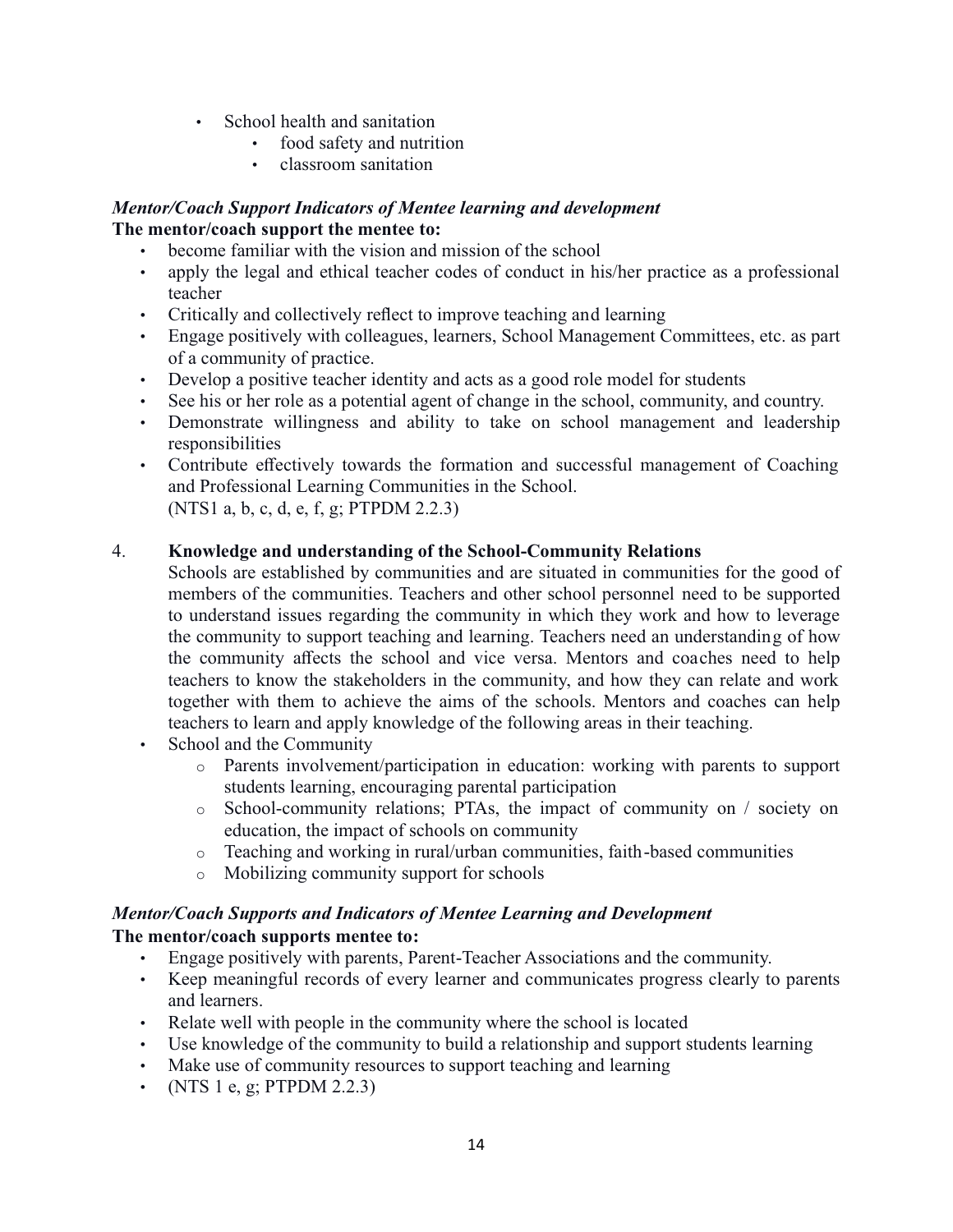- School health and sanitation
    - food safety and nutrition
    - classroom sanitation

***Mentor/Coach Support Indicators of Mentee learning and development***

**The mentor/coach support the mentee to:**

- become familiar with the vision and mission of the school
- apply the legal and ethical teacher codes of conduct in his/her practice as a professional teacher
- Critically and collectively reflect to improve teaching and learning
- Engage positively with colleagues, learners, School Management Committees, etc. as part of a community of practice.
- Develop a positive teacher identity and acts as a good role model for students
- See his or her role as a potential agent of change in the school, community, and country.
- Demonstrate willingness and ability to take on school management and leadership responsibilities
- Contribute effectively towards the formation and successful management of Coaching and Professional Learning Communities in the School.
  (NTS1 a, b, c, d, e, f, g; PTPDM 2.2.3)

4. **Knowledge and understanding of the School-Community Relations**

   Schools are established by communities and are situated in communities for the good of members of the communities. Teachers and other school personnel need to be supported to understand issues regarding the community in which they work and how to leverage the community to support teaching and learning. Teachers need an understanding of how the community affects the school and vice versa. Mentors and coaches need to help teachers to know the stakeholders in the community, and how they can relate and work together with them to achieve the aims of the schools. Mentors and coaches can help teachers to learn and apply knowledge of the following areas in their teaching.

- School and the Community
    - Parents involvement/participation in education: working with parents to support students learning, encouraging parental participation
    - School-community relations; PTAs, the impact of community on / society on education, the impact of schools on community
    - Teaching and working in rural/urban communities, faith-based communities
    - Mobilizing community support for schools

***Mentor/Coach Supports and Indicators of Mentee Learning and Development***

**The mentor/coach supports mentee to:**

- Engage positively with parents, Parent-Teacher Associations and the community.
- Keep meaningful records of every learner and communicates progress clearly to parents and learners.
- Relate well with people in the community where the school is located
- Use knowledge of the community to build a relationship and support students learning
- Make use of community resources to support teaching and learning
- (NTS 1 e, g; PTPDM 2.2.3)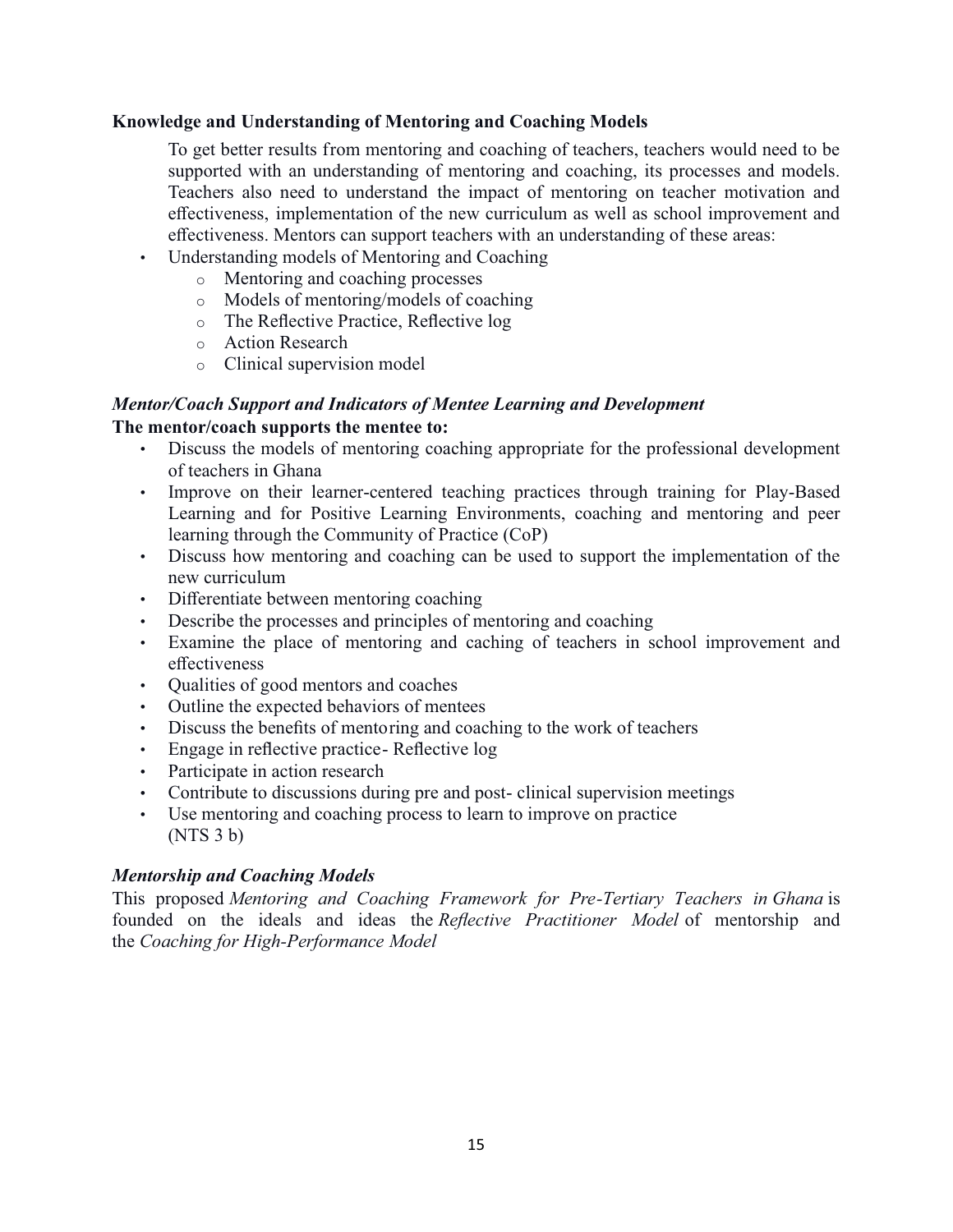**Knowledge and Understanding of Mentoring and Coaching Models**

To get better results from mentoring and coaching of teachers, teachers would need to be supported with an understanding of mentoring and coaching, its processes and models. Teachers also need to understand the impact of mentoring on teacher motivation and effectiveness, implementation of the new curriculum as well as school improvement and effectiveness. Mentors can support teachers with an understanding of these areas:

- Understanding models of Mentoring and Coaching
  - Mentoring and coaching processes
  - Models of mentoring/models of coaching
  - The Reflective Practice, Reflective log
  - Action Research
  - Clinical supervision model

***Mentor/Coach Support and Indicators of Mentee Learning and Development***

**The mentor/coach supports the mentee to:**

- Discuss the models of mentoring coaching appropriate for the professional development of teachers in Ghana
- Improve on their learner-centered teaching practices through training for Play-Based Learning and for Positive Learning Environments, coaching and mentoring and peer learning through the Community of Practice (CoP)
- Discuss how mentoring and coaching can be used to support the implementation of the new curriculum
- Differentiate between mentoring coaching
- Describe the processes and principles of mentoring and coaching
- Examine the place of mentoring and caching of teachers in school improvement and effectiveness
- Qualities of good mentors and coaches
- Outline the expected behaviors of mentees
- Discuss the benefits of mentoring and coaching to the work of teachers
- Engage in reflective practice- Reflective log
- Participate in action research
- Contribute to discussions during pre and post- clinical supervision meetings
- Use mentoring and coaching process to learn to improve on practice (NTS 3 b)

***Mentorship and Coaching Models***

This proposed *Mentoring and Coaching Framework for Pre-Tertiary Teachers in Ghana* is founded on the ideals and ideas the *Reflective Practitioner Model* of mentorship and the *Coaching for High-Performance Model*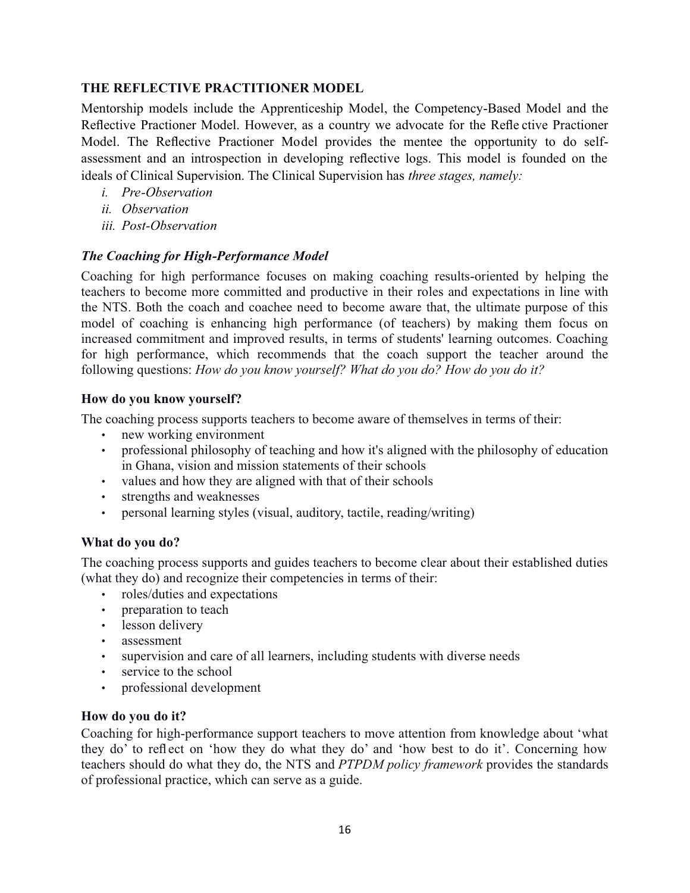## THE REFLECTIVE PRACTITIONER MODEL

Mentorship models include the Apprenticeship Model, the Competency-Based Model and the Reflective Practioner Model. However, as a country we advocate for the Reflective Practioner Model. The Reflective Practioner Model provides the mentee the opportunity to do self-assessment and an introspection in developing reflective logs. This model is founded on the ideals of Clinical Supervision. The Clinical Supervision has *three stages, namely:*

*i. Pre-Observation*
*ii. Observation*
*iii. Post-Observation*

### *The Coaching for High-Performance Model*

Coaching for high performance focuses on making coaching results-oriented by helping the teachers to become more committed and productive in their roles and expectations in line with the NTS. Both the coach and coachee need to become aware that, the ultimate purpose of this model of coaching is enhancing high performance (of teachers) by making them focus on increased commitment and improved results, in terms of students' learning outcomes. Coaching for high performance, which recommends that the coach support the teacher around the following questions: *How do you know yourself? What do you do? How do you do it?*

### How do you know yourself?

The coaching process supports teachers to become aware of themselves in terms of their:

- new working environment
- professional philosophy of teaching and how it's aligned with the philosophy of education in Ghana, vision and mission statements of their schools
- values and how they are aligned with that of their schools
- strengths and weaknesses
- personal learning styles (visual, auditory, tactile, reading/writing)

### What do you do?

The coaching process supports and guides teachers to become clear about their established duties (what they do) and recognize their competencies in terms of their:

- roles/duties and expectations
- preparation to teach
- lesson delivery
- assessment
- supervision and care of all learners, including students with diverse needs
- service to the school
- professional development

### How do you do it?

Coaching for high-performance support teachers to move attention from knowledge about 'what they do' to reflect on 'how they do what they do' and 'how best to do it'. Concerning how teachers should do what they do, the NTS and *PTPDM policy framework* provides the standards of professional practice, which can serve as a guide.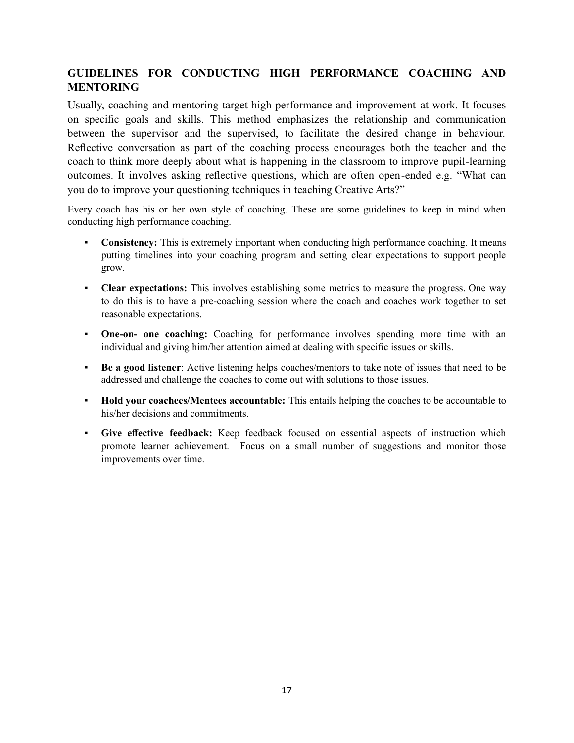## GUIDELINES FOR CONDUCTING HIGH PERFORMANCE COACHING AND MENTORING

Usually, coaching and mentoring target high performance and improvement at work. It focuses on specific goals and skills. This method emphasizes the relationship and communication between the supervisor and the supervised, to facilitate the desired change in behaviour. Reflective conversation as part of the coaching process encourages both the teacher and the coach to think more deeply about what is happening in the classroom to improve pupil-learning outcomes. It involves asking reflective questions, which are often open-ended e.g. "What can you do to improve your questioning techniques in teaching Creative Arts?"

Every coach has his or her own style of coaching. These are some guidelines to keep in mind when conducting high performance coaching.

- **Consistency:** This is extremely important when conducting high performance coaching. It means putting timelines into your coaching program and setting clear expectations to support people grow.
- **Clear expectations:** This involves establishing some metrics to measure the progress. One way to do this is to have a pre-coaching session where the coach and coaches work together to set reasonable expectations.
- **One-on- one coaching:** Coaching for performance involves spending more time with an individual and giving him/her attention aimed at dealing with specific issues or skills.
- **Be a good listener**: Active listening helps coaches/mentors to take note of issues that need to be addressed and challenge the coaches to come out with solutions to those issues.
- **Hold your coachees/Mentees accountable:** This entails helping the coaches to be accountable to his/her decisions and commitments.
- **Give effective feedback:** Keep feedback focused on essential aspects of instruction which promote learner achievement. Focus on a small number of suggestions and monitor those improvements over time.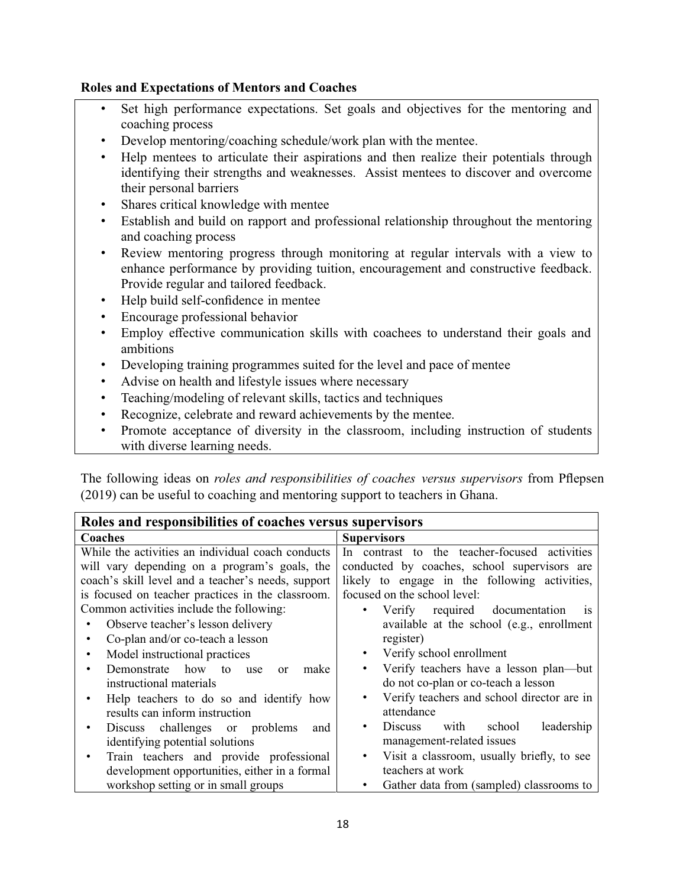**Roles and Expectations of Mentors and Coaches**

- Set high performance expectations. Set goals and objectives for the mentoring and coaching process
- Develop mentoring/coaching schedule/work plan with the mentee.
- Help mentees to articulate their aspirations and then realize their potentials through identifying their strengths and weaknesses. Assist mentees to discover and overcome their personal barriers
- Shares critical knowledge with mentee
- Establish and build on rapport and professional relationship throughout the mentoring and coaching process
- Review mentoring progress through monitoring at regular intervals with a view to enhance performance by providing tuition, encouragement and constructive feedback. Provide regular and tailored feedback.
- Help build self-confidence in mentee
- Encourage professional behavior
- Employ effective communication skills with coachees to understand their goals and ambitions
- Developing training programmes suited for the level and pace of mentee
- Advise on health and lifestyle issues where necessary
- Teaching/modeling of relevant skills, tactics and techniques
- Recognize, celebrate and reward achievements by the mentee.
- Promote acceptance of diversity in the classroom, including instruction of students with diverse learning needs.

The following ideas on *roles and responsibilities of coaches versus supervisors* from Pflepsen (2019) can be useful to coaching and mentoring support to teachers in Ghana.

| **Roles and responsibilities of coaches versus supervisors** | |
|---|---|
| **Coaches** | **Supervisors** |
| While the activities an individual coach conducts will vary depending on a program's goals, the coach's skill level and a teacher's needs, support is focused on teacher practices in the classroom. Common activities include the following:<br>• Observe teacher's lesson delivery<br>• Co-plan and/or co-teach a lesson<br>• Model instructional practices<br>• Demonstrate how to use or make instructional materials<br>• Help teachers to do so and identify how results can inform instruction<br>• Discuss challenges or problems and identifying potential solutions<br>• Train teachers and provide professional development opportunities, either in a formal workshop setting or in small groups | In contrast to the teacher-focused activities conducted by coaches, school supervisors are likely to engage in the following activities, focused on the school level:<br>• Verify required documentation is available at the school (e.g., enrollment register)<br>• Verify school enrollment<br>• Verify teachers have a lesson plan—but do not co-plan or co-teach a lesson<br>• Verify teachers and school director are in attendance<br>• Discuss with school leadership management-related issues<br>• Visit a classroom, usually briefly, to see teachers at work<br>• Gather data from (sampled) classrooms to |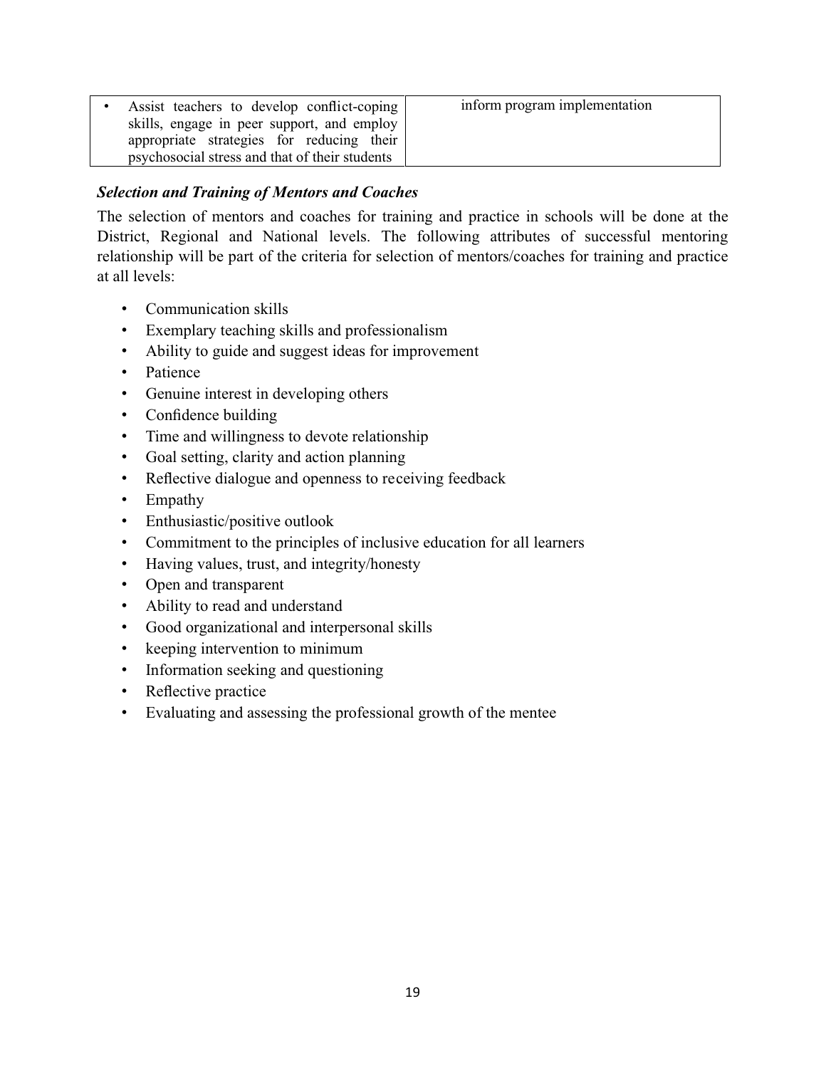| | |
|---|---|
| • Assist teachers to develop conflict-coping skills, engage in peer support, and employ appropriate strategies for reducing their psychosocial stress and that of their students | inform program implementation |

***Selection and Training of Mentors and Coaches***

The selection of mentors and coaches for training and practice in schools will be done at the District, Regional and National levels. The following attributes of successful mentoring relationship will be part of the criteria for selection of mentors/coaches for training and practice at all levels:

- Communication skills
- Exemplary teaching skills and professionalism
- Ability to guide and suggest ideas for improvement
- Patience
- Genuine interest in developing others
- Confidence building
- Time and willingness to devote relationship
- Goal setting, clarity and action planning
- Reflective dialogue and openness to receiving feedback
- Empathy
- Enthusiastic/positive outlook
- Commitment to the principles of inclusive education for all learners
- Having values, trust, and integrity/honesty
- Open and transparent
- Ability to read and understand
- Good organizational and interpersonal skills
- keeping intervention to minimum
- Information seeking and questioning
- Reflective practice
- Evaluating and assessing the professional growth of the mentee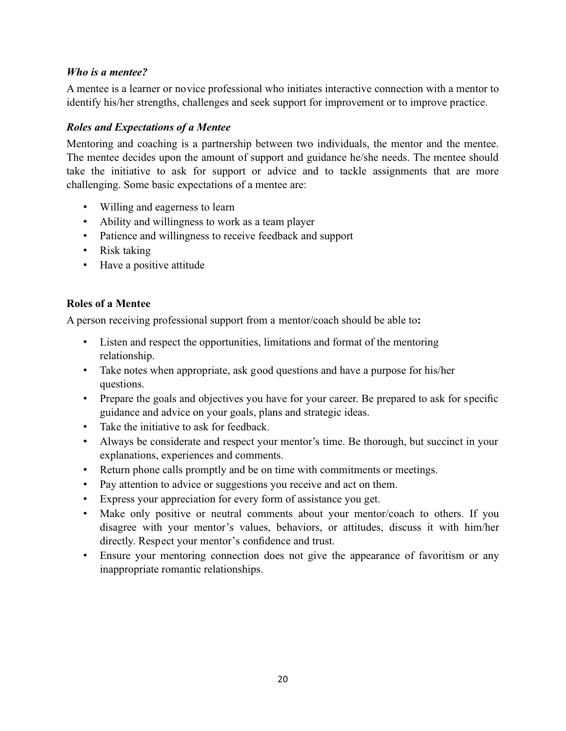### *Who is a mentee?*

A mentee is a learner or novice professional who initiates interactive connection with a mentor to identify his/her strengths, challenges and seek support for improvement or to improve practice.

### *Roles and Expectations of a Mentee*

Mentoring and coaching is a partnership between two individuals, the mentor and the mentee. The mentee decides upon the amount of support and guidance he/she needs. The mentee should take the initiative to ask for support or advice and to tackle assignments that are more challenging. Some basic expectations of a mentee are:

- Willing and eagerness to learn
- Ability and willingness to work as a team player
- Patience and willingness to receive feedback and support
- Risk taking
- Have a positive attitude

### Roles of a Mentee

A person receiving professional support from a mentor/coach should be able to**:**

- Listen and respect the opportunities, limitations and format of the mentoring relationship.
- Take notes when appropriate, ask good questions and have a purpose for his/her questions.
- Prepare the goals and objectives you have for your career. Be prepared to ask for specific guidance and advice on your goals, plans and strategic ideas.
- Take the initiative to ask for feedback.
- Always be considerate and respect your mentor's time. Be thorough, but succinct in your explanations, experiences and comments.
- Return phone calls promptly and be on time with commitments or meetings.
- Pay attention to advice or suggestions you receive and act on them.
- Express your appreciation for every form of assistance you get.
- Make only positive or neutral comments about your mentor/coach to others. If you disagree with your mentor's values, behaviors, or attitudes, discuss it with him/her directly. Respect your mentor's confidence and trust.
- Ensure your mentoring connection does not give the appearance of favoritism or any inappropriate romantic relationships.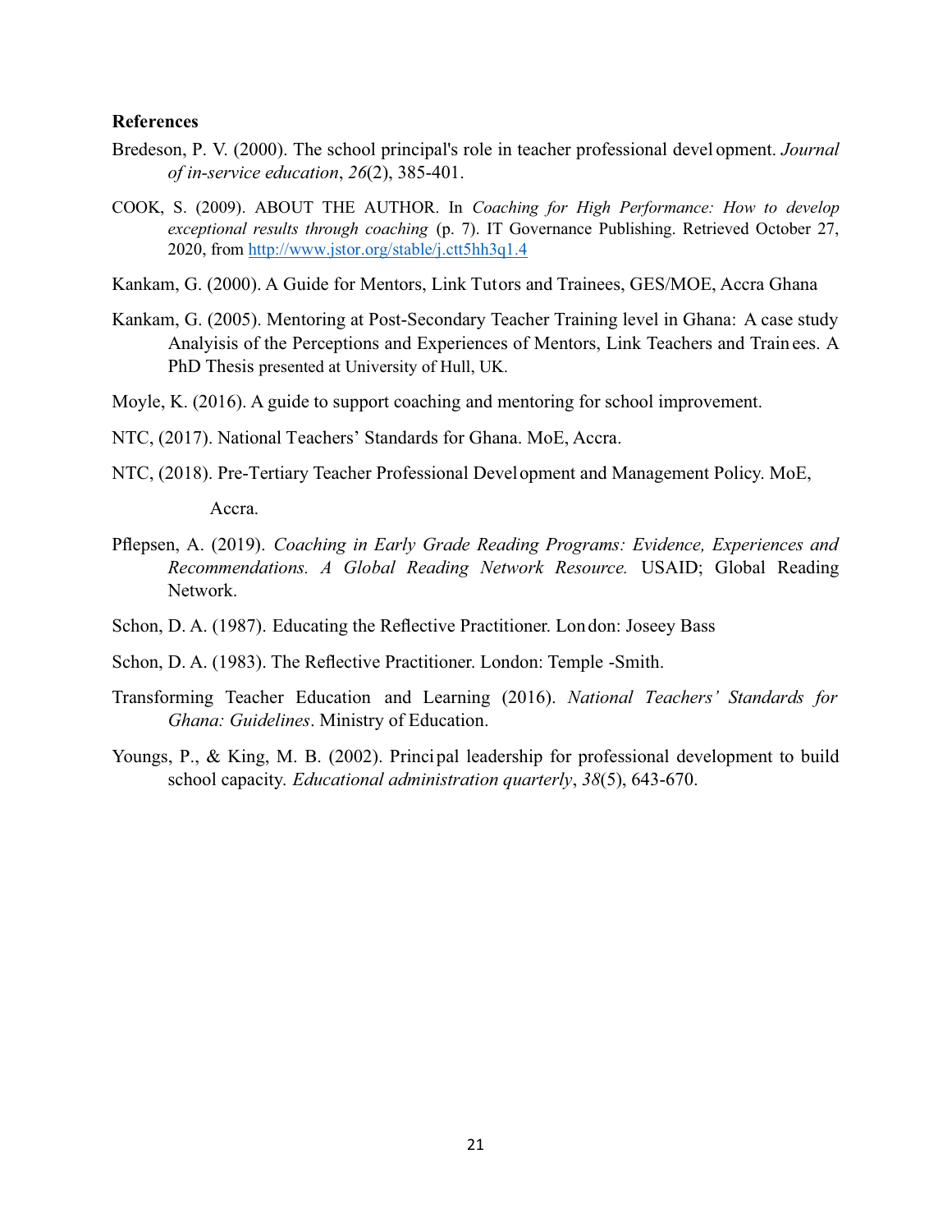**References**

Bredeson, P. V. (2000). The school principal's role in teacher professional development. *Journal of in-service education*, *26*(2), 385-401.

COOK, S. (2009). ABOUT THE AUTHOR. In *Coaching for High Performance: How to develop exceptional results through coaching* (p. 7). IT Governance Publishing. Retrieved October 27, 2020, from http://www.jstor.org/stable/j.ctt5hh3q1.4

Kankam, G. (2000). A Guide for Mentors, Link Tutors and Trainees, GES/MOE, Accra Ghana

Kankam, G. (2005). Mentoring at Post-Secondary Teacher Training level in Ghana: A case study Analyisis of the Perceptions and Experiences of Mentors, Link Teachers and Trainees. A PhD Thesis presented at University of Hull, UK.

Moyle, K. (2016). A guide to support coaching and mentoring for school improvement.

NTC, (2017). National Teachers' Standards for Ghana. MoE, Accra.

NTC, (2018). Pre-Tertiary Teacher Professional Development and Management Policy. MoE, Accra.

Pflepsen, A. (2019). *Coaching in Early Grade Reading Programs: Evidence, Experiences and Recommendations. A Global Reading Network Resource.* USAID; Global Reading Network.

Schon, D. A. (1987). Educating the Reflective Practitioner. London: Joseey Bass

Schon, D. A. (1983). The Reflective Practitioner. London: Temple -Smith.

Transforming Teacher Education and Learning (2016). *National Teachers' Standards for Ghana: Guidelines*. Ministry of Education.

Youngs, P., & King, M. B. (2002). Principal leadership for professional development to build school capacity. *Educational administration quarterly*, *38*(5), 643-670.